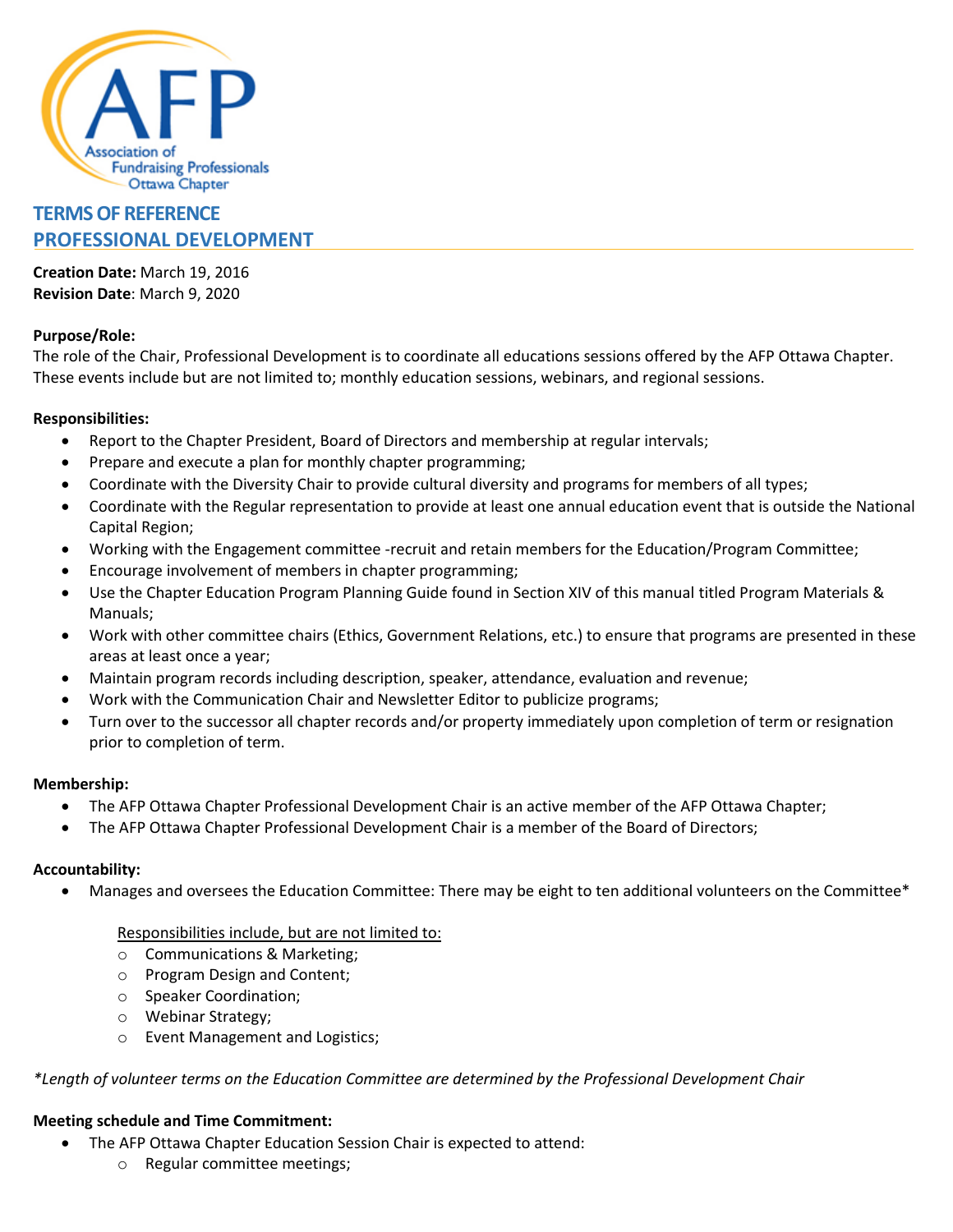Association of Fundraising Professionals Ottawa Chapter

# TERMS OF REFERENCE
# PROFESSIONAL DEVELOPMENT

**Creation Date:** March 19, 2016
**Revision Date**: March 9, 2020

**Purpose/Role:**
The role of the Chair, Professional Development is to coordinate all educations sessions offered by the AFP Ottawa Chapter. These events include but are not limited to; monthly education sessions, webinars, and regional sessions.

**Responsibilities:**

- Report to the Chapter President, Board of Directors and membership at regular intervals;
- Prepare and execute a plan for monthly chapter programming;
- Coordinate with the Diversity Chair to provide cultural diversity and programs for members of all types;
- Coordinate with the Regular representation to provide at least one annual education event that is outside the National Capital Region;
- Working with the Engagement committee -recruit and retain members for the Education/Program Committee;
- Encourage involvement of members in chapter programming;
- Use the Chapter Education Program Planning Guide found in Section XIV of this manual titled Program Materials & Manuals;
- Work with other committee chairs (Ethics, Government Relations, etc.) to ensure that programs are presented in these areas at least once a year;
- Maintain program records including description, speaker, attendance, evaluation and revenue;
- Work with the Communication Chair and Newsletter Editor to publicize programs;
- Turn over to the successor all chapter records and/or property immediately upon completion of term or resignation prior to completion of term.

**Membership:**

- The AFP Ottawa Chapter Professional Development Chair is an active member of the AFP Ottawa Chapter;
- The AFP Ottawa Chapter Professional Development Chair is a member of the Board of Directors;

**Accountability:**

- Manages and oversees the Education Committee: There may be eight to ten additional volunteers on the Committee*

  Responsibilities include, but are not limited to:
  - Communications & Marketing;
  - Program Design and Content;
  - Speaker Coordination;
  - Webinar Strategy;
  - Event Management and Logistics;

*\*Length of volunteer terms on the Education Committee are determined by the Professional Development Chair*

**Meeting schedule and Time Commitment:**

- The AFP Ottawa Chapter Education Session Chair is expected to attend:
  - Regular committee meetings;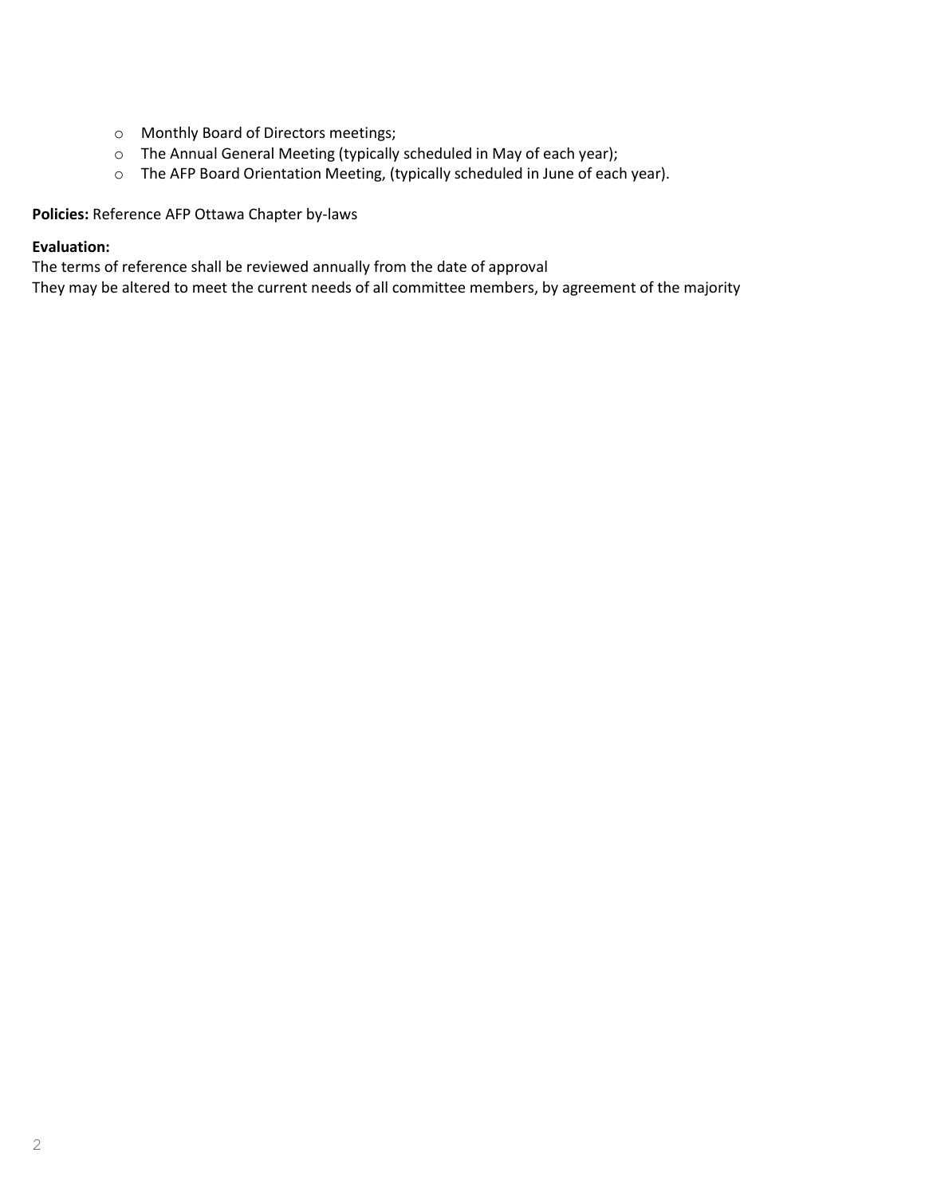- Monthly Board of Directors meetings;
- The Annual General Meeting (typically scheduled in May of each year);
- The AFP Board Orientation Meeting, (typically scheduled in June of each year).

**Policies:** Reference AFP Ottawa Chapter by-laws

**Evaluation:**
The terms of reference shall be reviewed annually from the date of approval
They may be altered to meet the current needs of all committee members, by agreement of the majority